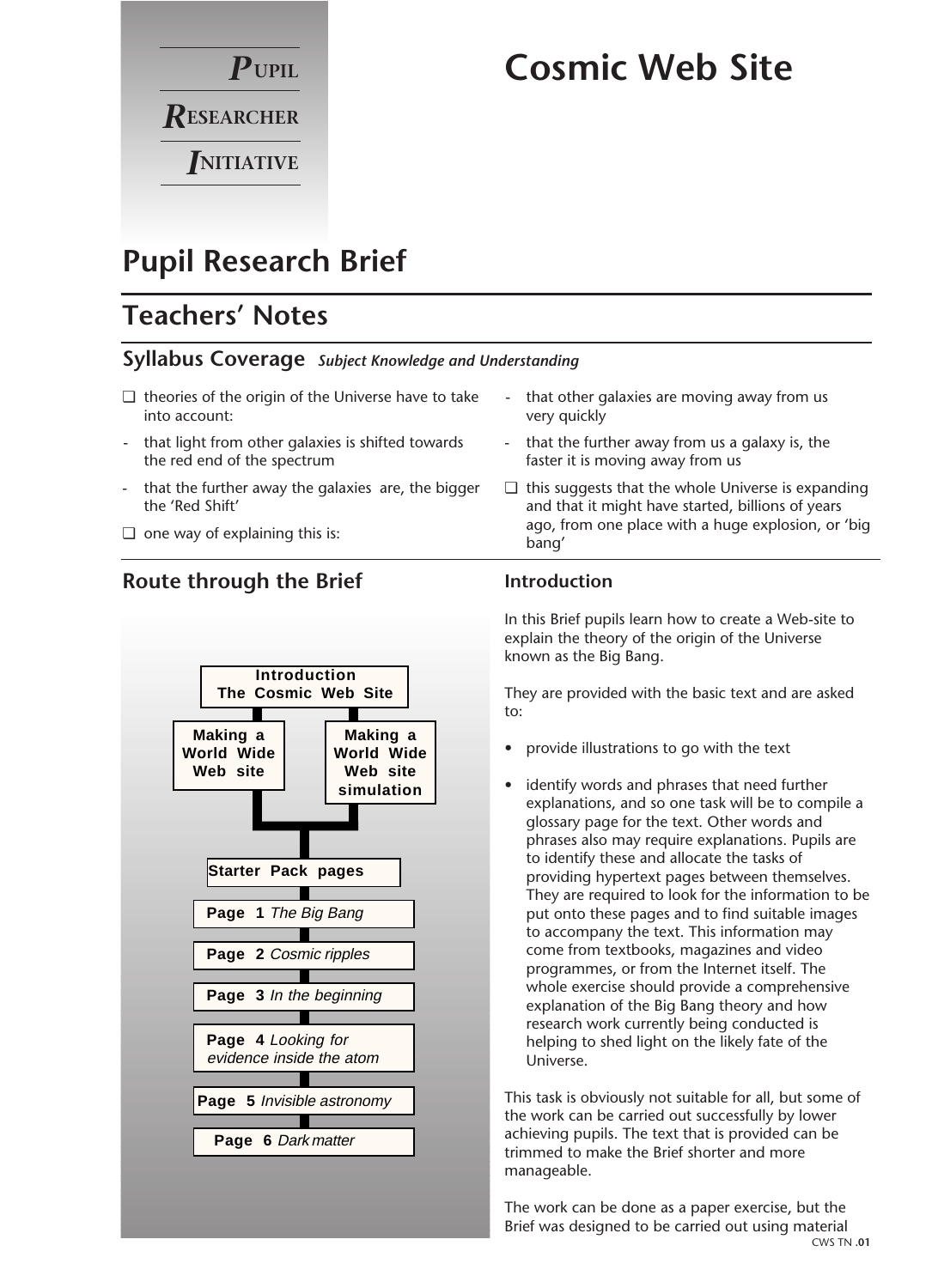**PUPIL RESEARCHER INITIATIVE**

# Cosmic Web Site

## Pupil Research Brief

## Teachers' Notes

### Syllabus Coverage *Subject Knowledge and Understanding*

- ❑ theories of the origin of the Universe have to take into account:
  - that light from other galaxies is shifted towards the red end of the spectrum
  - that the further away the galaxies are, the bigger the 'Red Shift'
- ❑ one way of explaining this is:
  - that other galaxies are moving away from us very quickly
  - that the further away from us a galaxy is, the faster it is moving away from us
- ❑ this suggests that the whole Universe is expanding and that it might have started, billions of years ago, from one place with a huge explosion, or 'big bang'

### Route through the Brief

- **Introduction The Cosmic Web Site**
  - **Making a World Wide Web site**
  - **Making a World Wide Web site simulation**
- **Starter Pack pages**
- **Page 1** *The Big Bang*
- **Page 2** *Cosmic ripples*
- **Page 3** *In the beginning*
- **Page 4** *Looking for evidence inside the atom*
- **Page 5** *Invisible astronomy*
- **Page 6** *Dark matter*

### Introduction

In this Brief pupils learn how to create a Web-site to explain the theory of the origin of the Universe known as the Big Bang.

They are provided with the basic text and are asked to:

- provide illustrations to go with the text
- identify words and phrases that need further explanations, and so one task will be to compile a glossary page for the text. Other words and phrases also may require explanations. Pupils are to identify these and allocate the tasks of providing hypertext pages between themselves. They are required to look for the information to be put onto these pages and to find suitable images to accompany the text. This information may come from textbooks, magazines and video programmes, or from the Internet itself. The whole exercise should provide a comprehensive explanation of the Big Bang theory and how research work currently being conducted is helping to shed light on the likely fate of the Universe.

This task is obviously not suitable for all, but some of the work can be carried out successfully by lower achieving pupils. The text that is provided can be trimmed to make the Brief shorter and more manageable.

The work can be done as a paper exercise, but the Brief was designed to be carried out using material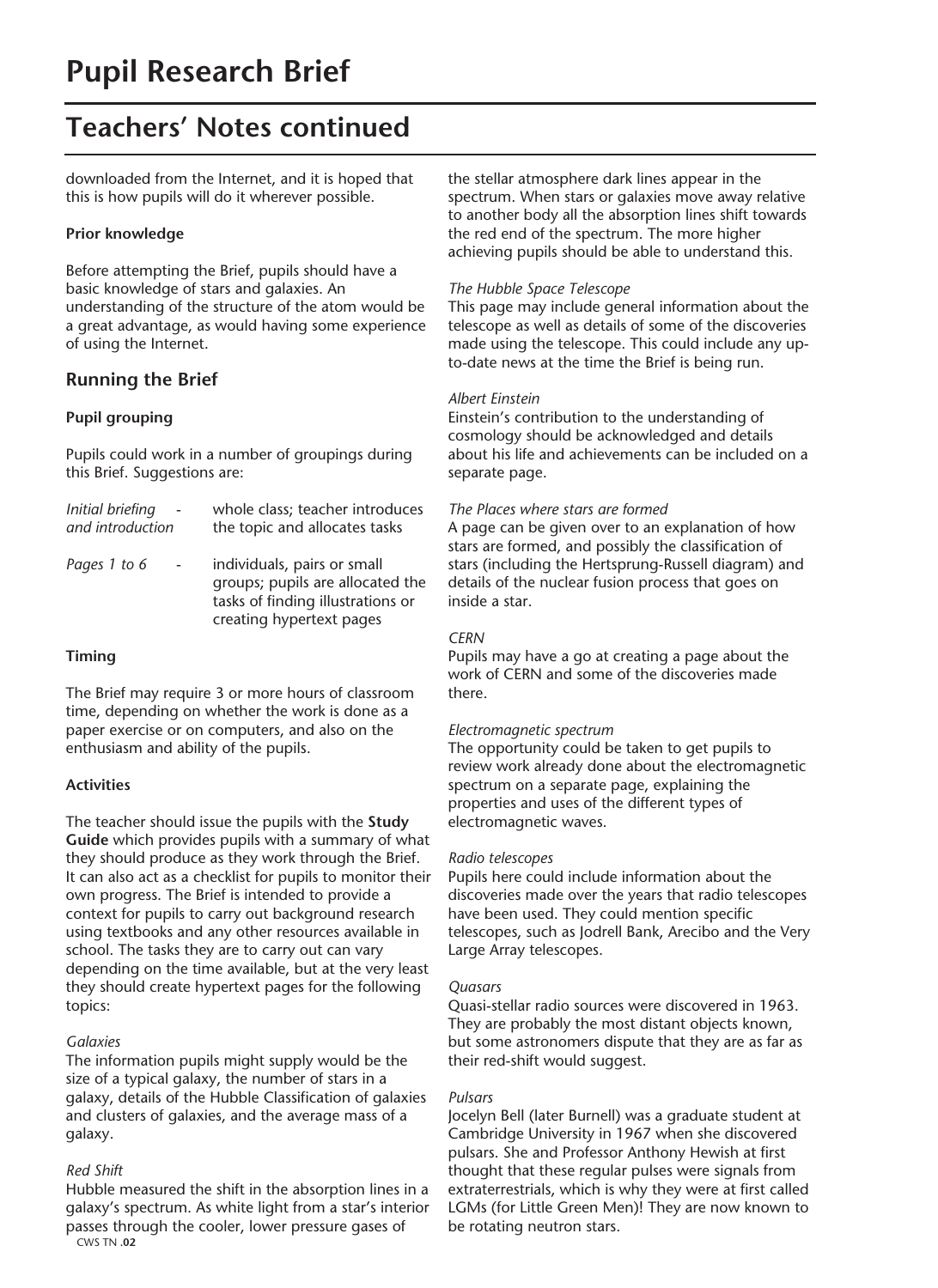# Pupil Research Brief

## Teachers' Notes continued

downloaded from the Internet, and it is hoped that this is how pupils will do it wherever possible.

**Prior knowledge**

Before attempting the Brief, pupils should have a basic knowledge of stars and galaxies. An understanding of the structure of the atom would be a great advantage, as would having some experience of using the Internet.

### Running the Brief

**Pupil grouping**

Pupils could work in a number of groupings during this Brief. Suggestions are:

| | |
|---|---|
| *Initial briefing and introduction* - | whole class; teacher introduces the topic and allocates tasks |
| *Pages 1 to 6* - | individuals, pairs or small groups; pupils are allocated the tasks of finding illustrations or creating hypertext pages |

**Timing**

The Brief may require 3 or more hours of classroom time, depending on whether the work is done as a paper exercise or on computers, and also on the enthusiasm and ability of the pupils.

**Activities**

The teacher should issue the pupils with the **Study Guide** which provides pupils with a summary of what they should produce as they work through the Brief. It can also act as a checklist for pupils to monitor their own progress. The Brief is intended to provide a context for pupils to carry out background research using textbooks and any other resources available in school. The tasks they are to carry out can vary depending on the time available, but at the very least they should create hypertext pages for the following topics:

*Galaxies*
The information pupils might supply would be the size of a typical galaxy, the number of stars in a galaxy, details of the Hubble Classification of galaxies and clusters of galaxies, and the average mass of a galaxy.

*Red Shift*
Hubble measured the shift in the absorption lines in a galaxy's spectrum. As white light from a star's interior passes through the cooler, lower pressure gases of the stellar atmosphere dark lines appear in the spectrum. When stars or galaxies move away relative to another body all the absorption lines shift towards the red end of the spectrum. The more higher achieving pupils should be able to understand this.

*The Hubble Space Telescope*
This page may include general information about the telescope as well as details of some of the discoveries made using the telescope. This could include any up-to-date news at the time the Brief is being run.

*Albert Einstein*
Einstein's contribution to the understanding of cosmology should be acknowledged and details about his life and achievements can be included on a separate page.

*The Places where stars are formed*
A page can be given over to an explanation of how stars are formed, and possibly the classification of stars (including the Hertsprung-Russell diagram) and details of the nuclear fusion process that goes on inside a star.

*CERN*
Pupils may have a go at creating a page about the work of CERN and some of the discoveries made there.

*Electromagnetic spectrum*
The opportunity could be taken to get pupils to review work already done about the electromagnetic spectrum on a separate page, explaining the properties and uses of the different types of electromagnetic waves.

*Radio telescopes*
Pupils here could include information about the discoveries made over the years that radio telescopes have been used. They could mention specific telescopes, such as Jodrell Bank, Arecibo and the Very Large Array telescopes.

*Quasars*
Quasi-stellar radio sources were discovered in 1963. They are probably the most distant objects known, but some astronomers dispute that they are as far as their red-shift would suggest.

*Pulsars*
Jocelyn Bell (later Burnell) was a graduate student at Cambridge University in 1967 when she discovered pulsars. She and Professor Anthony Hewish at first thought that these regular pulses were signals from extraterrestrials, which is why they were at first called LGMs (for Little Green Men)! They are now known to be rotating neutron stars.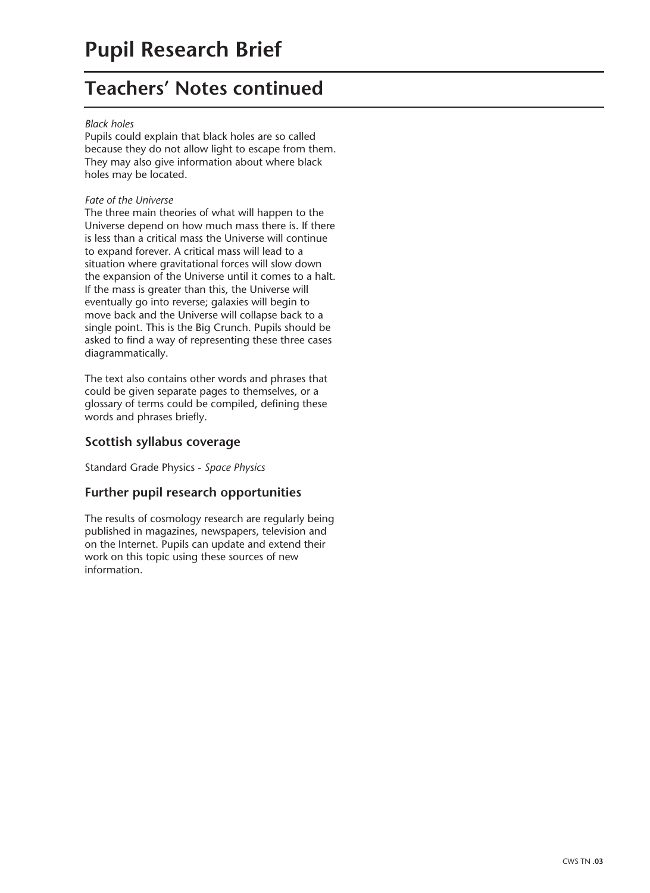# Pupil Research Brief

## Teachers' Notes continued

*Black holes*
Pupils could explain that black holes are so called because they do not allow light to escape from them. They may also give information about where black holes may be located.

*Fate of the Universe*
The three main theories of what will happen to the Universe depend on how much mass there is. If there is less than a critical mass the Universe will continue to expand forever. A critical mass will lead to a situation where gravitational forces will slow down the expansion of the Universe until it comes to a halt. If the mass is greater than this, the Universe will eventually go into reverse; galaxies will begin to move back and the Universe will collapse back to a single point. This is the Big Crunch. Pupils should be asked to find a way of representing these three cases diagrammatically.

The text also contains other words and phrases that could be given separate pages to themselves, or a glossary of terms could be compiled, defining these words and phrases briefly.

### Scottish syllabus coverage

Standard Grade Physics - *Space Physics*

### Further pupil research opportunities

The results of cosmology research are regularly being published in magazines, newspapers, television and on the Internet. Pupils can update and extend their work on this topic using these sources of new information.